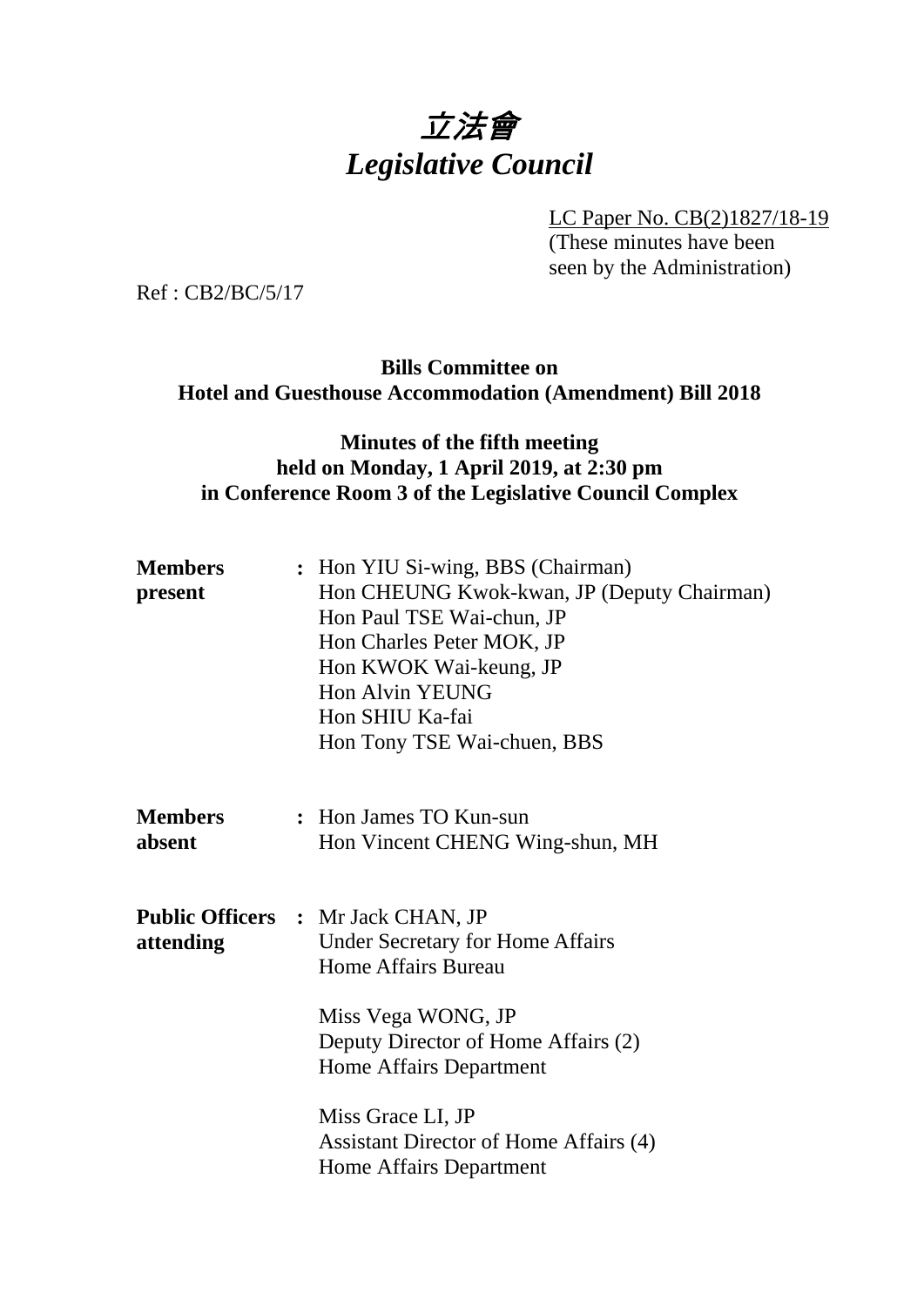# *立法會*
# *Legislative Council*

LC Paper No. CB(2)1827/18-19
(These minutes have been seen by the Administration)

Ref : CB2/BC/5/17

**Bills Committee on**
**Hotel and Guesthouse Accommodation (Amendment) Bill 2018**

**Minutes of the fifth meeting**
**held on Monday, 1 April 2019, at 2:30 pm**
**in Conference Room 3 of the Legislative Council Complex**

| | | |
|---|---|---|
| **Members present** | : | Hon YIU Si-wing, BBS (Chairman)<br>Hon CHEUNG Kwok-kwan, JP (Deputy Chairman)<br>Hon Paul TSE Wai-chun, JP<br>Hon Charles Peter MOK, JP<br>Hon KWOK Wai-keung, JP<br>Hon Alvin YEUNG<br>Hon SHIU Ka-fai<br>Hon Tony TSE Wai-chuen, BBS |
| **Members absent** | : | Hon James TO Kun-sun<br>Hon Vincent CHENG Wing-shun, MH |
| **Public Officers attending** | : | Mr Jack CHAN, JP<br>Under Secretary for Home Affairs<br>Home Affairs Bureau<br><br>Miss Vega WONG, JP<br>Deputy Director of Home Affairs (2)<br>Home Affairs Department<br><br>Miss Grace LI, JP<br>Assistant Director of Home Affairs (4)<br>Home Affairs Department |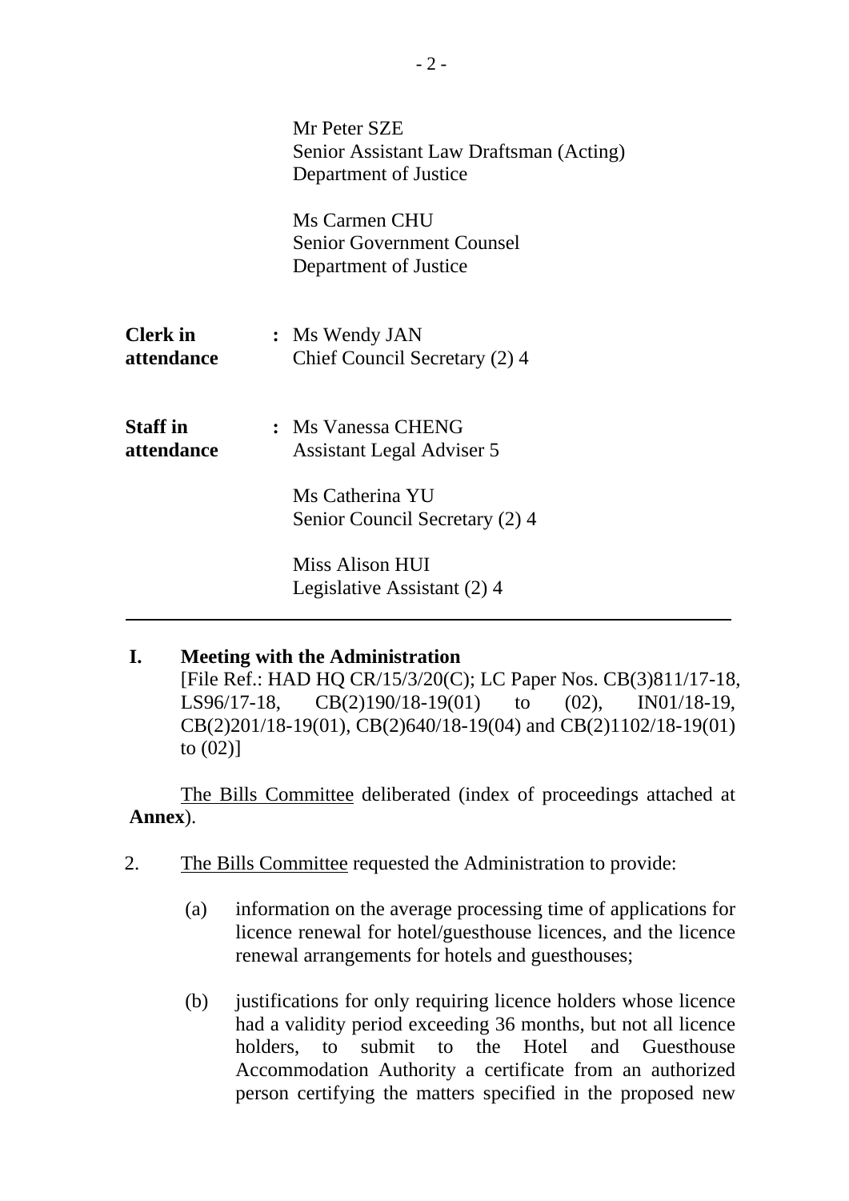| | | |
|---|---|---|
| | | Mr Peter SZE<br>Senior Assistant Law Draftsman (Acting)<br>Department of Justice |
| | | Ms Carmen CHU<br>Senior Government Counsel<br>Department of Justice |
| **Clerk in attendance** | : | Ms Wendy JAN<br>Chief Council Secretary (2) 4 |
| **Staff in attendance** | : | Ms Vanessa CHENG<br>Assistant Legal Adviser 5 |
| | | Ms Catherina YU<br>Senior Council Secretary (2) 4 |
| | | Miss Alison HUI<br>Legislative Assistant (2) 4 |

---

## I. Meeting with the Administration

[File Ref.: HAD HQ CR/15/3/20(C); LC Paper Nos. CB(3)811/17-18, LS96/17-18, CB(2)190/18-19(01) to (02), IN01/18-19, CB(2)201/18-19(01), CB(2)640/18-19(04) and CB(2)1102/18-19(01) to (02)]

The Bills Committee deliberated (index of proceedings attached at **Annex**).

2. The Bills Committee requested the Administration to provide:

(a) information on the average processing time of applications for licence renewal for hotel/guesthouse licences, and the licence renewal arrangements for hotels and guesthouses;

(b) justifications for only requiring licence holders whose licence had a validity period exceeding 36 months, but not all licence holders, to submit to the Hotel and Guesthouse Accommodation Authority a certificate from an authorized person certifying the matters specified in the proposed new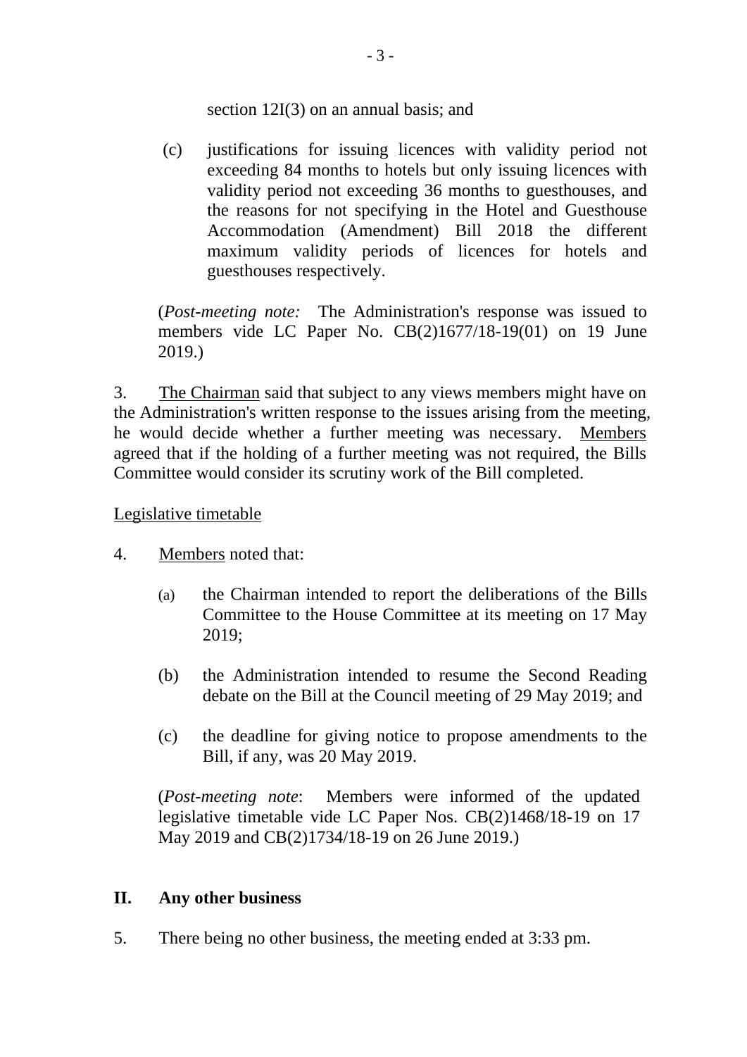section 12I(3) on an annual basis; and

(c) justifications for issuing licences with validity period not exceeding 84 months to hotels but only issuing licences with validity period not exceeding 36 months to guesthouses, and the reasons for not specifying in the Hotel and Guesthouse Accommodation (Amendment) Bill 2018 the different maximum validity periods of licences for hotels and guesthouses respectively.

(*Post-meeting note:* The Administration's response was issued to members vide LC Paper No. CB(2)1677/18-19(01) on 19 June 2019.)

3. The Chairman said that subject to any views members might have on the Administration's written response to the issues arising from the meeting, he would decide whether a further meeting was necessary. Members agreed that if the holding of a further meeting was not required, the Bills Committee would consider its scrutiny work of the Bill completed.

Legislative timetable

4. Members noted that:

(a) the Chairman intended to report the deliberations of the Bills Committee to the House Committee at its meeting on 17 May 2019;

(b) the Administration intended to resume the Second Reading debate on the Bill at the Council meeting of 29 May 2019; and

(c) the deadline for giving notice to propose amendments to the Bill, if any, was 20 May 2019.

(*Post-meeting note*: Members were informed of the updated legislative timetable vide LC Paper Nos. CB(2)1468/18-19 on 17 May 2019 and CB(2)1734/18-19 on 26 June 2019.)

## II. Any other business

5. There being no other business, the meeting ended at 3:33 pm.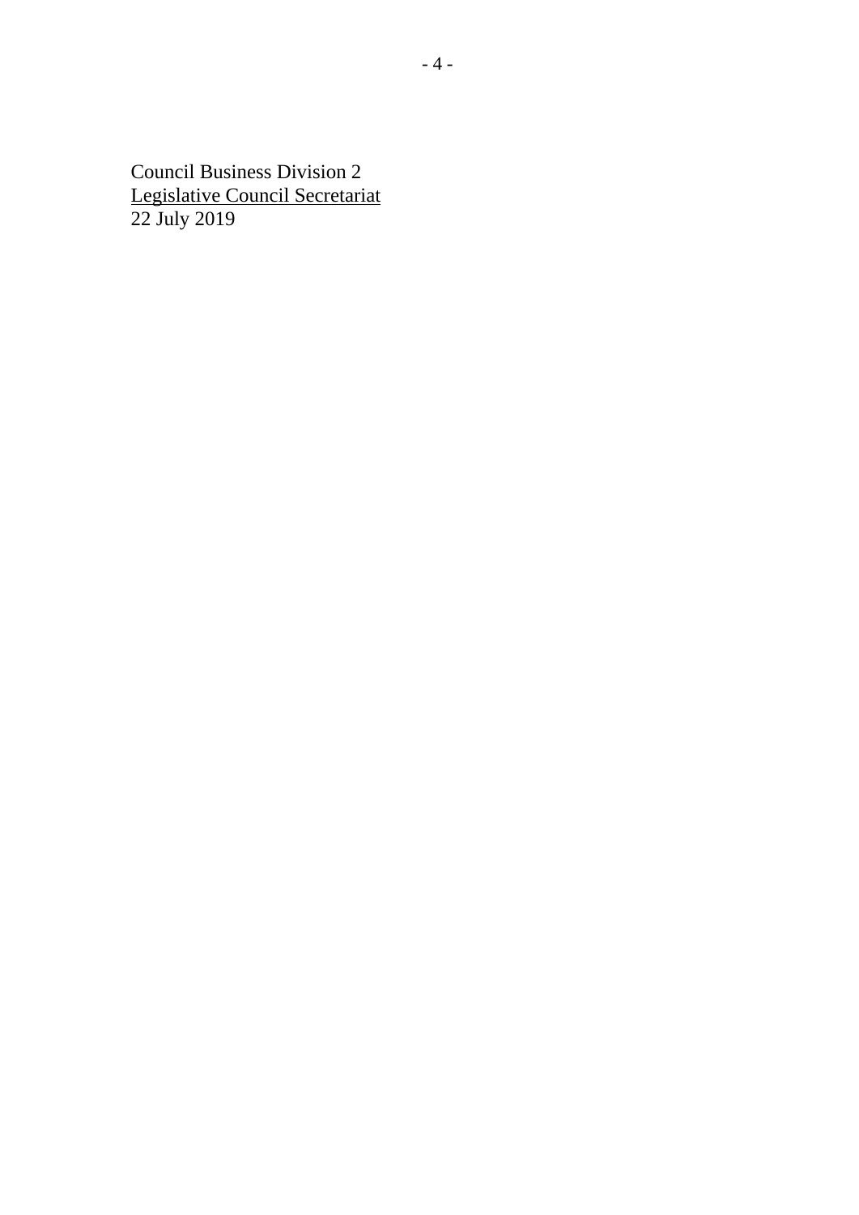Council Business Division 2
Legislative Council Secretariat
22 July 2019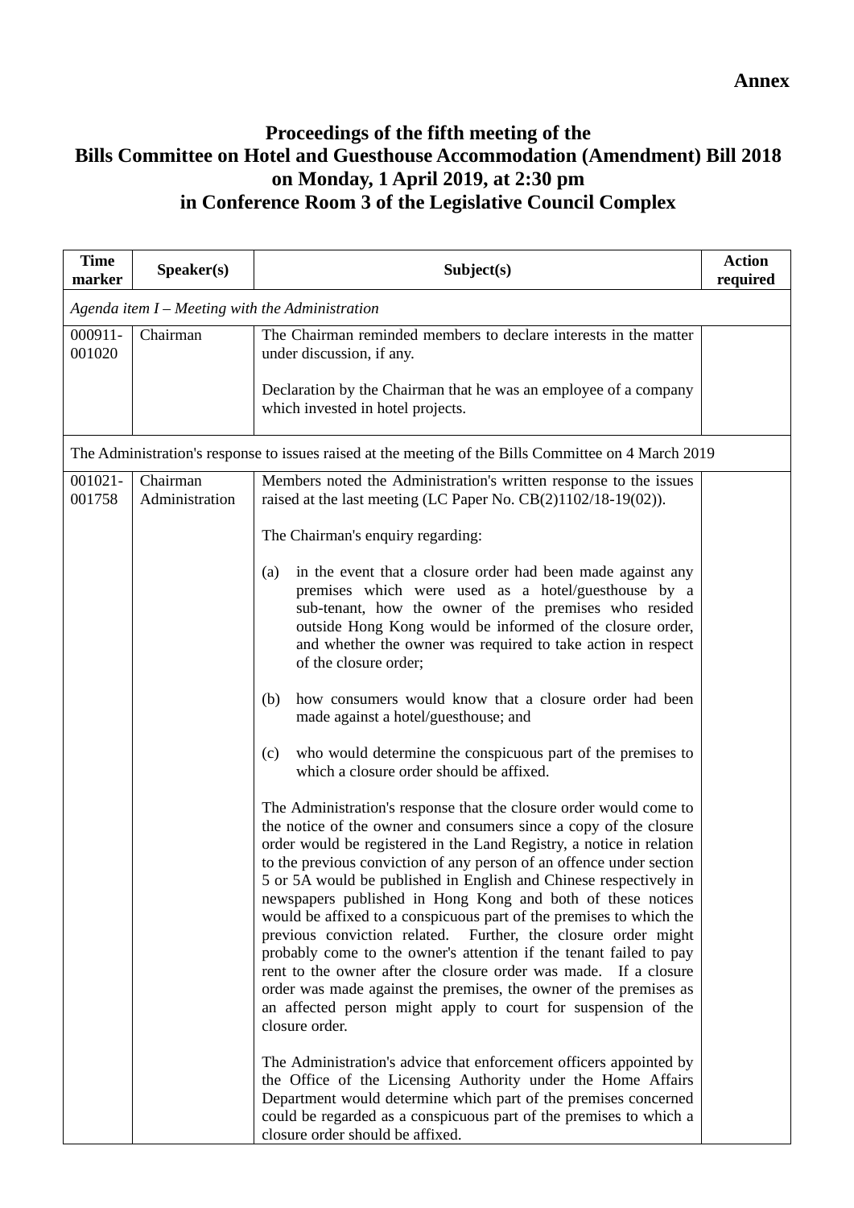**Annex**

# Proceedings of the fifth meeting of the Bills Committee on Hotel and Guesthouse Accommodation (Amendment) Bill 2018 on Monday, 1 April 2019, at 2:30 pm in Conference Room 3 of the Legislative Council Complex

| Time marker | Speaker(s) | Subject(s) | Action required |
|---|---|---|---|
| *Agenda item I – Meeting with the Administration* | | | |
| 000911-001020 | Chairman | The Chairman reminded members to declare interests in the matter under discussion, if any.<br><br>Declaration by the Chairman that he was an employee of a company which invested in hotel projects. | |
| The Administration's response to issues raised at the meeting of the Bills Committee on 4 March 2019 | | | |
| 001021-001758 | Chairman<br>Administration | Members noted the Administration's written response to the issues raised at the last meeting (LC Paper No. CB(2)1102/18-19(02)).<br><br>The Chairman's enquiry regarding:<br><br>(a) in the event that a closure order had been made against any premises which were used as a hotel/guesthouse by a sub-tenant, how the owner of the premises who resided outside Hong Kong would be informed of the closure order, and whether the owner was required to take action in respect of the closure order;<br><br>(b) how consumers would know that a closure order had been made against a hotel/guesthouse; and<br><br>(c) who would determine the conspicuous part of the premises to which a closure order should be affixed.<br><br>The Administration's response that the closure order would come to the notice of the owner and consumers since a copy of the closure order would be registered in the Land Registry, a notice in relation to the previous conviction of any person of an offence under section 5 or 5A would be published in English and Chinese respectively in newspapers published in Hong Kong and both of these notices would be affixed to a conspicuous part of the premises to which the previous conviction related. Further, the closure order might probably come to the owner's attention if the tenant failed to pay rent to the owner after the closure order was made. If a closure order was made against the premises, the owner of the premises as an affected person might apply to court for suspension of the closure order.<br><br>The Administration's advice that enforcement officers appointed by the Office of the Licensing Authority under the Home Affairs Department would determine which part of the premises concerned could be regarded as a conspicuous part of the premises to which a closure order should be affixed. | |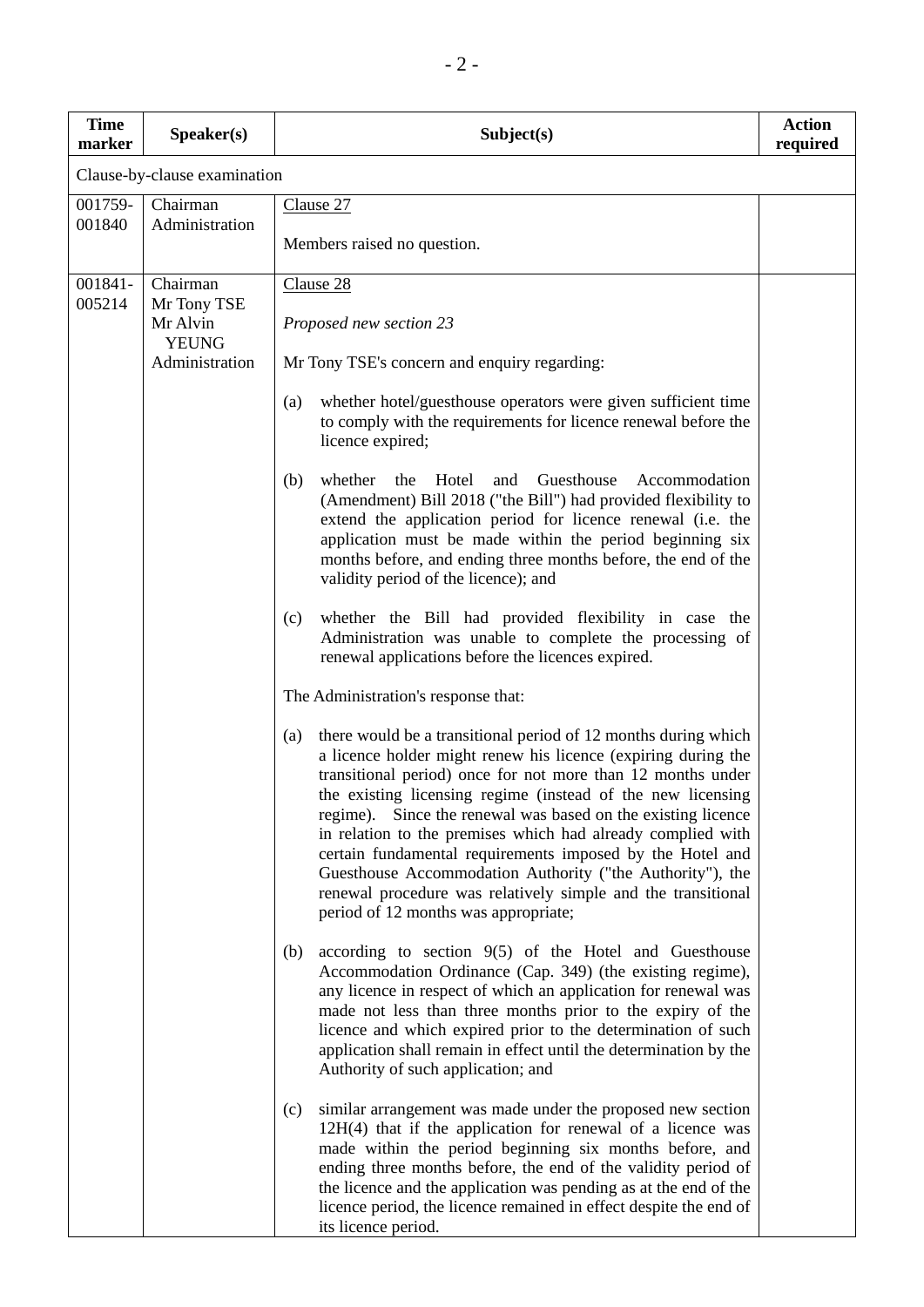| Time marker | Speaker(s) | Subject(s) | Action required |
|---|---|---|---|
| Clause-by-clause examination | | | |
| 001759-001840 | Chairman<br>Administration | Clause 27<br><br>Members raised no question. | |
| 001841-005214 | Chairman<br>Mr Tony TSE<br>Mr Alvin YEUNG<br>Administration | Clause 28<br><br>*Proposed new section 23*<br><br>Mr Tony TSE's concern and enquiry regarding:<br><br>(a) whether hotel/guesthouse operators were given sufficient time to comply with the requirements for licence renewal before the licence expired;<br><br>(b) whether the Hotel and Guesthouse Accommodation (Amendment) Bill 2018 ("the Bill") had provided flexibility to extend the application period for licence renewal (i.e. the application must be made within the period beginning six months before, and ending three months before, the end of the validity period of the licence); and<br><br>(c) whether the Bill had provided flexibility in case the Administration was unable to complete the processing of renewal applications before the licences expired.<br><br>The Administration's response that:<br><br>(a) there would be a transitional period of 12 months during which a licence holder might renew his licence (expiring during the transitional period) once for not more than 12 months under the existing licensing regime (instead of the new licensing regime). Since the renewal was based on the existing licence in relation to the premises which had already complied with certain fundamental requirements imposed by the Hotel and Guesthouse Accommodation Authority ("the Authority"), the renewal procedure was relatively simple and the transitional period of 12 months was appropriate;<br><br>(b) according to section 9(5) of the Hotel and Guesthouse Accommodation Ordinance (Cap. 349) (the existing regime), any licence in respect of which an application for renewal was made not less than three months prior to the expiry of the licence and which expired prior to the determination of such application shall remain in effect until the determination by the Authority of such application; and<br><br>(c) similar arrangement was made under the proposed new section 12H(4) that if the application for renewal of a licence was made within the period beginning six months before, and ending three months before, the end of the validity period of the licence and the application was pending as at the end of the licence period, the licence remained in effect despite the end of its licence period. | |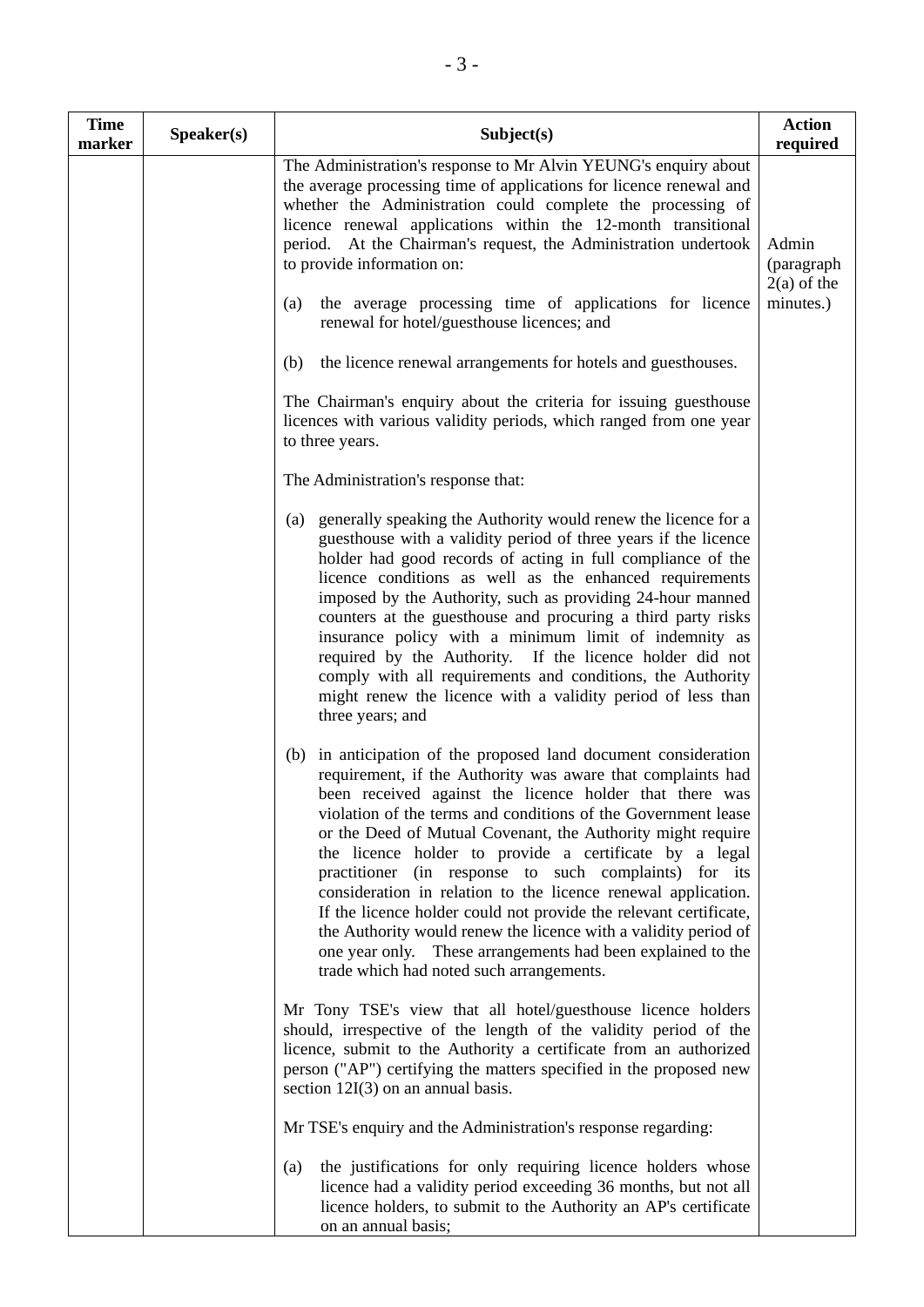| Time marker | Speaker(s) | Subject(s) | Action required |
|---|---|---|---|
| | | The Administration's response to Mr Alvin YEUNG's enquiry about the average processing time of applications for licence renewal and whether the Administration could complete the processing of licence renewal applications within the 12-month transitional period. At the Chairman's request, the Administration undertook to provide information on:<br><br>(a) the average processing time of applications for licence renewal for hotel/guesthouse licences; and<br><br>(b) the licence renewal arrangements for hotels and guesthouses.<br><br>The Chairman's enquiry about the criteria for issuing guesthouse licences with various validity periods, which ranged from one year to three years.<br><br>The Administration's response that:<br><br>(a) generally speaking the Authority would renew the licence for a guesthouse with a validity period of three years if the licence holder had good records of acting in full compliance of the licence conditions as well as the enhanced requirements imposed by the Authority, such as providing 24-hour manned counters at the guesthouse and procuring a third party risks insurance policy with a minimum limit of indemnity as required by the Authority. If the licence holder did not comply with all requirements and conditions, the Authority might renew the licence with a validity period of less than three years; and<br><br>(b) in anticipation of the proposed land document consideration requirement, if the Authority was aware that complaints had been received against the licence holder that there was violation of the terms and conditions of the Government lease or the Deed of Mutual Covenant, the Authority might require the licence holder to provide a certificate by a legal practitioner (in response to such complaints) for its consideration in relation to the licence renewal application. If the licence holder could not provide the relevant certificate, the Authority would renew the licence with a validity period of one year only. These arrangements had been explained to the trade which had noted such arrangements.<br><br>Mr Tony TSE's view that all hotel/guesthouse licence holders should, irrespective of the length of the validity period of the licence, submit to the Authority a certificate from an authorized person ("AP") certifying the matters specified in the proposed new section 12I(3) on an annual basis.<br><br>Mr TSE's enquiry and the Administration's response regarding:<br><br>(a) the justifications for only requiring licence holders whose licence had a validity period exceeding 36 months, but not all licence holders, to submit to the Authority an AP's certificate on an annual basis; | Admin (paragraph 2(a) of the minutes.) |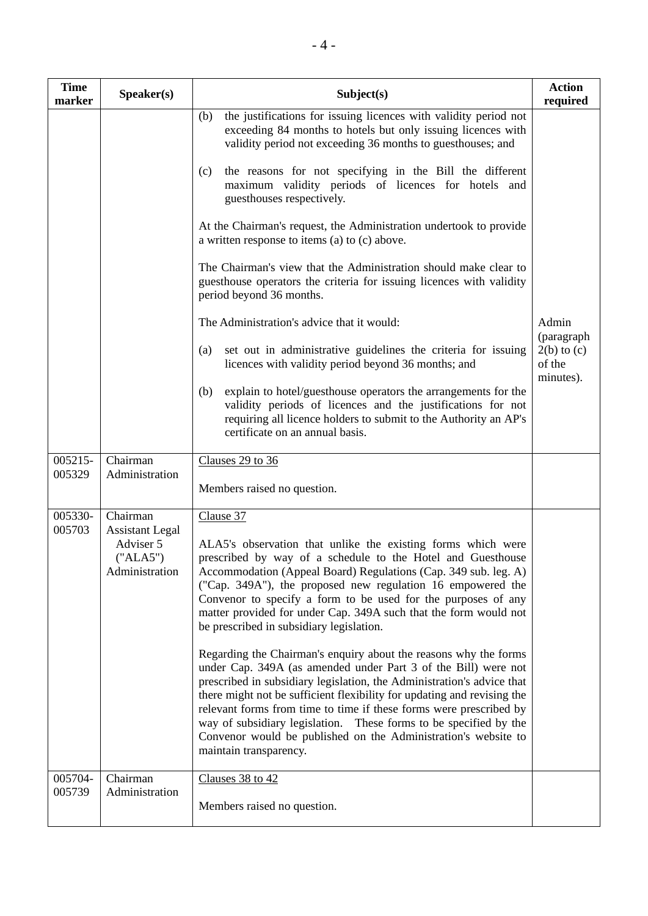| Time marker | Speaker(s) | Subject(s) | Action required |
|---|---|---|---|
| | | (b) the justifications for issuing licences with validity period not exceeding 84 months to hotels but only issuing licences with validity period not exceeding 36 months to guesthouses; and<br><br>(c) the reasons for not specifying in the Bill the different maximum validity periods of licences for hotels and guesthouses respectively.<br><br>At the Chairman's request, the Administration undertook to provide a written response to items (a) to (c) above.<br><br>The Chairman's view that the Administration should make clear to guesthouse operators the criteria for issuing licences with validity period beyond 36 months.<br><br>The Administration's advice that it would:<br><br>(a) set out in administrative guidelines the criteria for issuing licences with validity period beyond 36 months; and<br><br>(b) explain to hotel/guesthouse operators the arrangements for the validity periods of licences and the justifications for not requiring all licence holders to submit to the Authority an AP's certificate on an annual basis. | Admin (paragraph 2(b) to (c) of the minutes). |
| 005215-005329 | Chairman<br>Administration | Clauses 29 to 36<br><br>Members raised no question. | |
| 005330-005703 | Chairman<br>Assistant Legal Adviser 5 ("ALA5")<br>Administration | Clause 37<br><br>ALA5's observation that unlike the existing forms which were prescribed by way of a schedule to the Hotel and Guesthouse Accommodation (Appeal Board) Regulations (Cap. 349 sub. leg. A) ("Cap. 349A"), the proposed new regulation 16 empowered the Convenor to specify a form to be used for the purposes of any matter provided for under Cap. 349A such that the form would not be prescribed in subsidiary legislation.<br><br>Regarding the Chairman's enquiry about the reasons why the forms under Cap. 349A (as amended under Part 3 of the Bill) were not prescribed in subsidiary legislation, the Administration's advice that there might not be sufficient flexibility for updating and revising the relevant forms from time to time if these forms were prescribed by way of subsidiary legislation. These forms to be specified by the Convenor would be published on the Administration's website to maintain transparency. | |
| 005704-005739 | Chairman<br>Administration | Clauses 38 to 42<br><br>Members raised no question. | |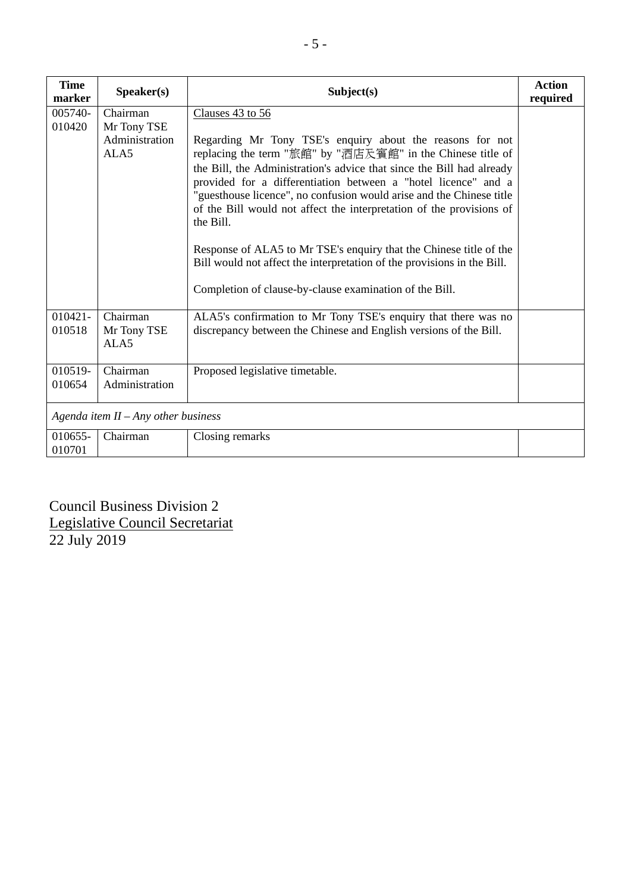| Time marker | Speaker(s) | Subject(s) | Action required |
|---|---|---|---|
| 005740-010420 | Chairman<br>Mr Tony TSE<br>Administration<br>ALA5 | Clauses 43 to 56<br><br>Regarding Mr Tony TSE's enquiry about the reasons for not replacing the term "旅館" by "酒店及賓館" in the Chinese title of the Bill, the Administration's advice that since the Bill had already provided for a differentiation between a "hotel licence" and a "guesthouse licence", no confusion would arise and the Chinese title of the Bill would not affect the interpretation of the provisions of the Bill.<br><br>Response of ALA5 to Mr TSE's enquiry that the Chinese title of the Bill would not affect the interpretation of the provisions in the Bill.<br><br>Completion of clause-by-clause examination of the Bill. | |
| 010421-010518 | Chairman<br>Mr Tony TSE<br>ALA5 | ALA5's confirmation to Mr Tony TSE's enquiry that there was no discrepancy between the Chinese and English versions of the Bill. | |
| 010519-010654 | Chairman<br>Administration | Proposed legislative timetable. | |
| *Agenda item II – Any other business* | | | |
| 010655-010701 | Chairman | Closing remarks | |

Council Business Division 2
Legislative Council Secretariat
22 July 2019